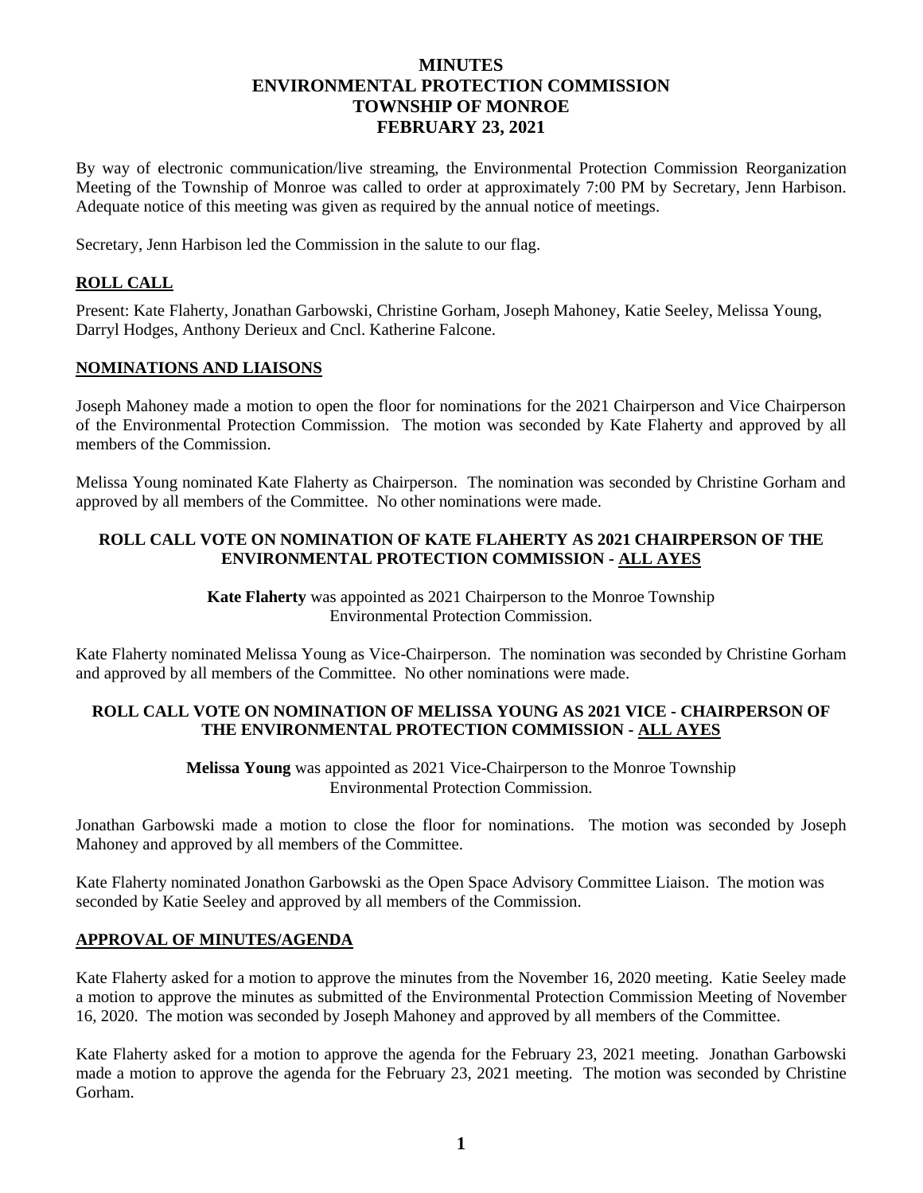# MINUTES
# ENVIRONMENTAL PROTECTION COMMISSION
# TOWNSHIP OF MONROE
# FEBRUARY 23, 2021

By way of electronic communication/live streaming, the Environmental Protection Commission Reorganization Meeting of the Township of Monroe was called to order at approximately 7:00 PM by Secretary, Jenn Harbison. Adequate notice of this meeting was given as required by the annual notice of meetings.

Secretary, Jenn Harbison led the Commission in the salute to our flag.

## ROLL CALL

Present: Kate Flaherty, Jonathan Garbowski, Christine Gorham, Joseph Mahoney, Katie Seeley, Melissa Young, Darryl Hodges, Anthony Derieux and Cncl. Katherine Falcone.

## NOMINATIONS AND LIAISONS

Joseph Mahoney made a motion to open the floor for nominations for the 2021 Chairperson and Vice Chairperson of the Environmental Protection Commission. The motion was seconded by Kate Flaherty and approved by all members of the Commission.

Melissa Young nominated Kate Flaherty as Chairperson. The nomination was seconded by Christine Gorham and approved by all members of the Committee. No other nominations were made.

**ROLL CALL VOTE ON NOMINATION OF KATE FLAHERTY AS 2021 CHAIRPERSON OF THE ENVIRONMENTAL PROTECTION COMMISSION - ALL AYES**

**Kate Flaherty** was appointed as 2021 Chairperson to the Monroe Township Environmental Protection Commission.

Kate Flaherty nominated Melissa Young as Vice-Chairperson. The nomination was seconded by Christine Gorham and approved by all members of the Committee. No other nominations were made.

**ROLL CALL VOTE ON NOMINATION OF MELISSA YOUNG AS 2021 VICE - CHAIRPERSON OF THE ENVIRONMENTAL PROTECTION COMMISSION - ALL AYES**

**Melissa Young** was appointed as 2021 Vice-Chairperson to the Monroe Township Environmental Protection Commission.

Jonathan Garbowski made a motion to close the floor for nominations. The motion was seconded by Joseph Mahoney and approved by all members of the Committee.

Kate Flaherty nominated Jonathon Garbowski as the Open Space Advisory Committee Liaison. The motion was seconded by Katie Seeley and approved by all members of the Commission.

## APPROVAL OF MINUTES/AGENDA

Kate Flaherty asked for a motion to approve the minutes from the November 16, 2020 meeting. Katie Seeley made a motion to approve the minutes as submitted of the Environmental Protection Commission Meeting of November 16, 2020. The motion was seconded by Joseph Mahoney and approved by all members of the Committee.

Kate Flaherty asked for a motion to approve the agenda for the February 23, 2021 meeting. Jonathan Garbowski made a motion to approve the agenda for the February 23, 2021 meeting. The motion was seconded by Christine Gorham.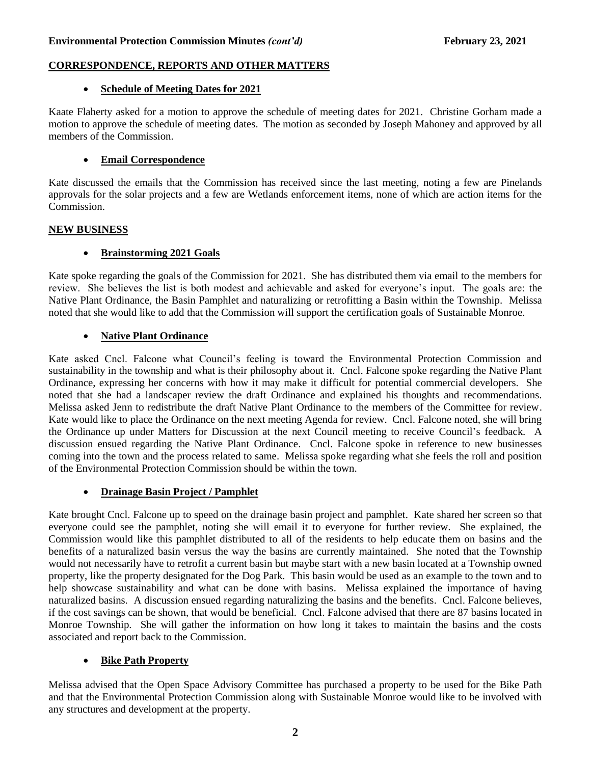## CORRESPONDENCE, REPORTS AND OTHER MATTERS

- **Schedule of Meeting Dates for 2021**

Kaate Flaherty asked for a motion to approve the schedule of meeting dates for 2021. Christine Gorham made a motion to approve the schedule of meeting dates. The motion as seconded by Joseph Mahoney and approved by all members of the Commission.

- **Email Correspondence**

Kate discussed the emails that the Commission has received since the last meeting, noting a few are Pinelands approvals for the solar projects and a few are Wetlands enforcement items, none of which are action items for the Commission.

## NEW BUSINESS

- **Brainstorming 2021 Goals**

Kate spoke regarding the goals of the Commission for 2021. She has distributed them via email to the members for review. She believes the list is both modest and achievable and asked for everyone's input. The goals are: the Native Plant Ordinance, the Basin Pamphlet and naturalizing or retrofitting a Basin within the Township. Melissa noted that she would like to add that the Commission will support the certification goals of Sustainable Monroe.

- **Native Plant Ordinance**

Kate asked Cncl. Falcone what Council's feeling is toward the Environmental Protection Commission and sustainability in the township and what is their philosophy about it. Cncl. Falcone spoke regarding the Native Plant Ordinance, expressing her concerns with how it may make it difficult for potential commercial developers. She noted that she had a landscaper review the draft Ordinance and explained his thoughts and recommendations. Melissa asked Jenn to redistribute the draft Native Plant Ordinance to the members of the Committee for review. Kate would like to place the Ordinance on the next meeting Agenda for review. Cncl. Falcone noted, she will bring the Ordinance up under Matters for Discussion at the next Council meeting to receive Council's feedback. A discussion ensued regarding the Native Plant Ordinance. Cncl. Falcone spoke in reference to new businesses coming into the town and the process related to same. Melissa spoke regarding what she feels the roll and position of the Environmental Protection Commission should be within the town.

- **Drainage Basin Project / Pamphlet**

Kate brought Cncl. Falcone up to speed on the drainage basin project and pamphlet. Kate shared her screen so that everyone could see the pamphlet, noting she will email it to everyone for further review. She explained, the Commission would like this pamphlet distributed to all of the residents to help educate them on basins and the benefits of a naturalized basin versus the way the basins are currently maintained. She noted that the Township would not necessarily have to retrofit a current basin but maybe start with a new basin located at a Township owned property, like the property designated for the Dog Park. This basin would be used as an example to the town and to help showcase sustainability and what can be done with basins. Melissa explained the importance of having naturalized basins. A discussion ensued regarding naturalizing the basins and the benefits. Cncl. Falcone believes, if the cost savings can be shown, that would be beneficial. Cncl. Falcone advised that there are 87 basins located in Monroe Township. She will gather the information on how long it takes to maintain the basins and the costs associated and report back to the Commission.

- **Bike Path Property**

Melissa advised that the Open Space Advisory Committee has purchased a property to be used for the Bike Path and that the Environmental Protection Commission along with Sustainable Monroe would like to be involved with any structures and development at the property.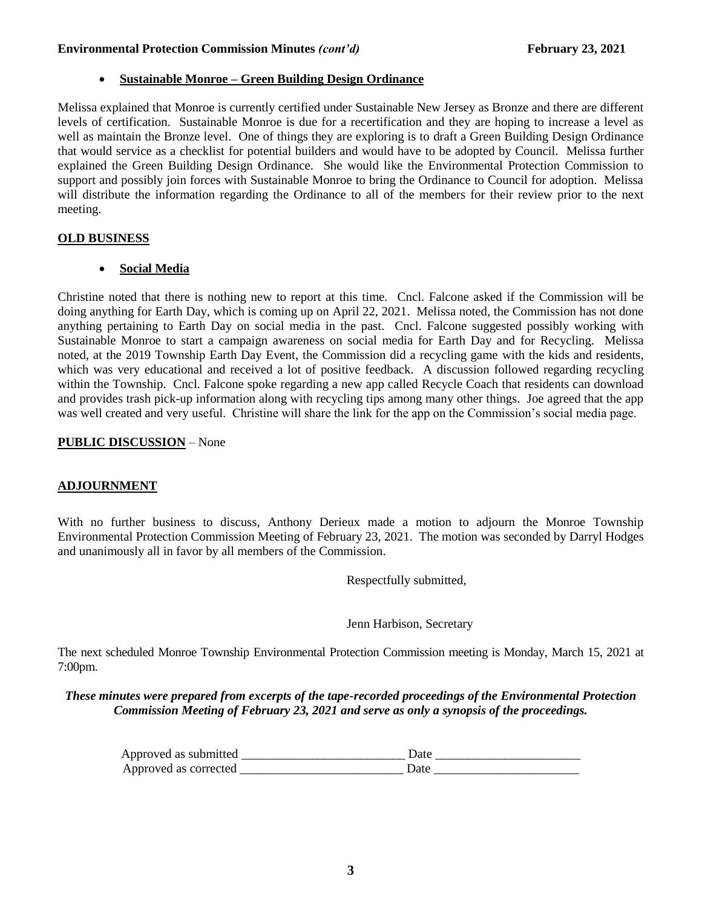- **Sustainable Monroe – Green Building Design Ordinance**

Melissa explained that Monroe is currently certified under Sustainable New Jersey as Bronze and there are different levels of certification. Sustainable Monroe is due for a recertification and they are hoping to increase a level as well as maintain the Bronze level. One of things they are exploring is to draft a Green Building Design Ordinance that would service as a checklist for potential builders and would have to be adopted by Council. Melissa further explained the Green Building Design Ordinance. She would like the Environmental Protection Commission to support and possibly join forces with Sustainable Monroe to bring the Ordinance to Council for adoption. Melissa will distribute the information regarding the Ordinance to all of the members for their review prior to the next meeting.

**OLD BUSINESS**

- **Social Media**

Christine noted that there is nothing new to report at this time. Cncl. Falcone asked if the Commission will be doing anything for Earth Day, which is coming up on April 22, 2021. Melissa noted, the Commission has not done anything pertaining to Earth Day on social media in the past. Cncl. Falcone suggested possibly working with Sustainable Monroe to start a campaign awareness on social media for Earth Day and for Recycling. Melissa noted, at the 2019 Township Earth Day Event, the Commission did a recycling game with the kids and residents, which was very educational and received a lot of positive feedback. A discussion followed regarding recycling within the Township. Cncl. Falcone spoke regarding a new app called Recycle Coach that residents can download and provides trash pick-up information along with recycling tips among many other things. Joe agreed that the app was well created and very useful. Christine will share the link for the app on the Commission's social media page.

**PUBLIC DISCUSSION** – None

**ADJOURNMENT**

With no further business to discuss, Anthony Derieux made a motion to adjourn the Monroe Township Environmental Protection Commission Meeting of February 23, 2021. The motion was seconded by Darryl Hodges and unanimously all in favor by all members of the Commission.

Respectfully submitted,

Jenn Harbison, Secretary

The next scheduled Monroe Township Environmental Protection Commission meeting is Monday, March 15, 2021 at 7:00pm.

***These minutes were prepared from excerpts of the tape-recorded proceedings of the Environmental Protection Commission Meeting of February 23, 2021 and serve as only a synopsis of the proceedings.***

Approved as submitted __________________________ Date _______________________

Approved as corrected __________________________ Date _______________________